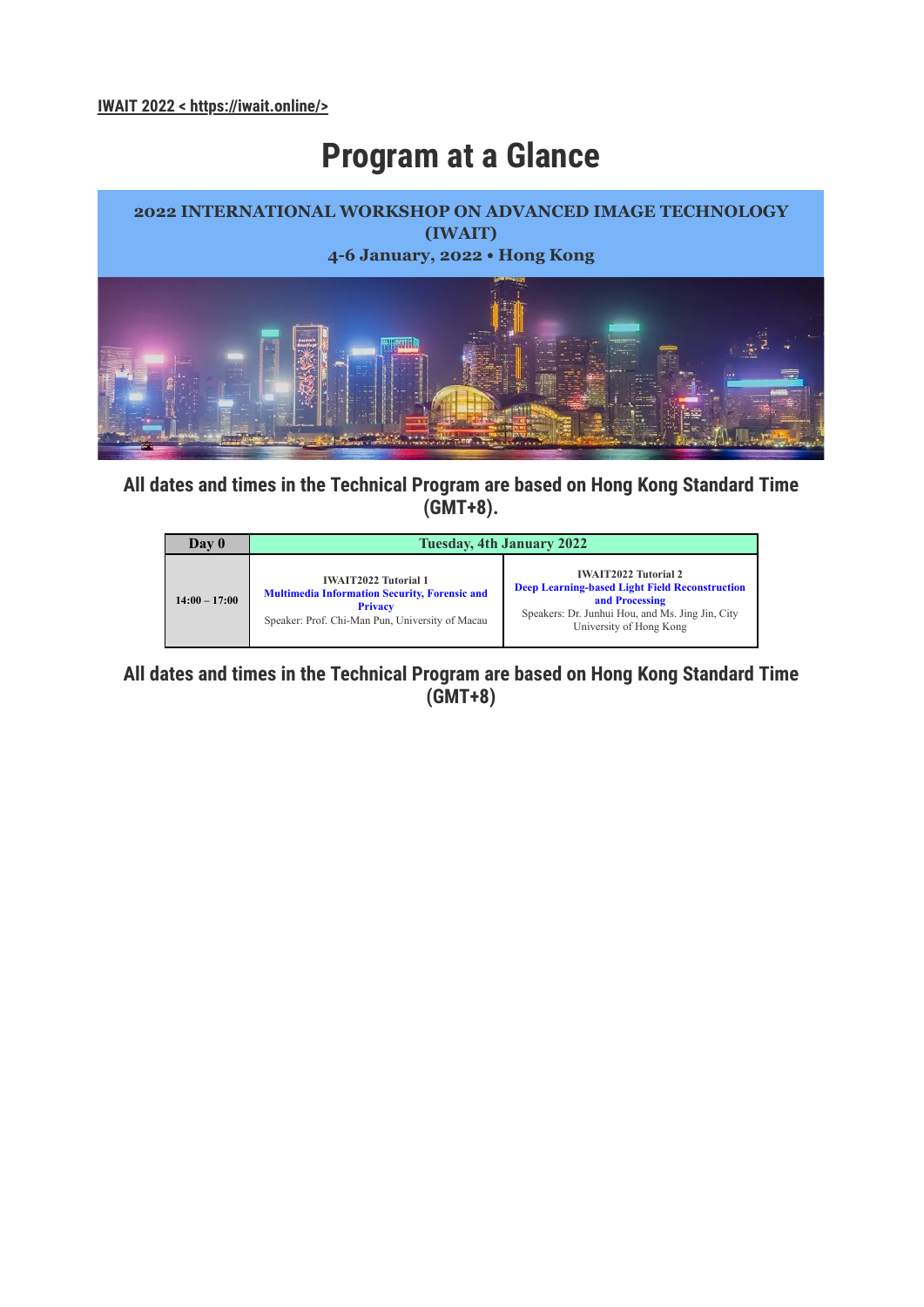IWAIT 2022 < https://iwait.online/>

# Program at a Glance

**2022 INTERNATIONAL WORKSHOP ON ADVANCED IMAGE TECHNOLOGY (IWAIT)**
**4-6 January, 2022 • Hong Kong**

**All dates and times in the Technical Program are based on Hong Kong Standard Time (GMT+8).**

| Day 0 | Tuesday, 4th January 2022 | |
|---|---|---|
| 14:00 – 17:00 | IWAIT2022 Tutorial 1<br>**Multimedia Information Security, Forensic and Privacy**<br>Speaker: Prof. Chi-Man Pun, University of Macau | IWAIT2022 Tutorial 2<br>**Deep Learning-based Light Field Reconstruction and Processing**<br>Speakers: Dr. Junhui Hou, and Ms. Jing Jin, City University of Hong Kong |

**All dates and times in the Technical Program are based on Hong Kong Standard Time (GMT+8)**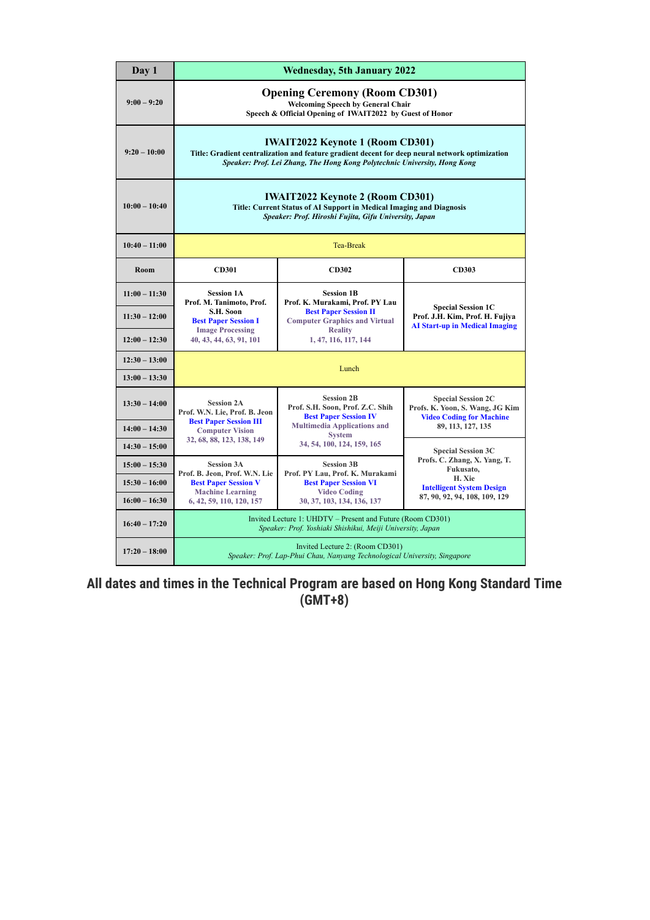| Day 1 | Wednesday, 5th January 2022 | | |
|---|---|---|---|
| 9:00 – 9:20 | **Opening Ceremony (Room CD301)**<br>Welcoming Speech by General Chair<br>Speech & Official Opening of IWAIT2022 by Guest of Honor | | |
| 9:20 – 10:00 | **IWAIT2022 Keynote 1 (Room CD301)**<br>Title: Gradient centralization and feature gradient decent for deep neural network optimization<br>*Speaker: Prof. Lei Zhang, The Hong Kong Polytechnic University, Hong Kong* | | |
| 10:00 – 10:40 | **IWAIT2022 Keynote 2 (Room CD301)**<br>Title: Current Status of AI Support in Medical Imaging and Diagnosis<br>*Speaker: Prof. Hiroshi Fujita, Gifu University, Japan* | | |
| 10:40 – 11:00 | Tea-Break | | |
| **Room** | **CD301** | **CD302** | **CD303** |
| 11:00 – 11:30<br>11:30 – 12:00<br>12:00 – 12:30 | Session 1A<br>Prof. M. Tanimoto, Prof. S.H. Soon<br>Best Paper Session I<br>Image Processing<br>40, 43, 44, 63, 91, 101 | Session 1B<br>Prof. K. Murakami, Prof. PY Lau<br>Best Paper Session II<br>Computer Graphics and Virtual Reality<br>1, 47, 116, 117, 144 | Special Session 1C<br>Prof. J.H. Kim, Prof. H. Fujiya<br>AI Start-up in Medical Imaging |
| 12:30 – 13:00<br>13:00 – 13:30 | Lunch | | |
| 13:30 – 14:00<br>14:00 – 14:30<br>14:30 – 15:00 | Session 2A<br>Prof. W.N. Lie, Prof. B. Jeon<br>Best Paper Session III<br>Computer Vision<br>32, 68, 88, 123, 138, 149 | Session 2B<br>Prof. S.H. Soon, Prof. Z.C. Shih<br>Best Paper Session IV<br>Multimedia Applications and System<br>34, 54, 100, 124, 159, 165 | Special Session 2C (13:30 – 14:30)<br>Profs. K. Yoon, S. Wang, JG Kim<br>Video Coding for Machine<br>89, 113, 127, 135 |
| 15:00 – 15:30<br>15:30 – 16:00<br>16:00 – 16:30 | Session 3A<br>Prof. B. Jeon, Prof. W.N. Lie<br>Best Paper Session V<br>Machine Learning<br>6, 42, 59, 110, 120, 157 | Session 3B<br>Prof. PY Lau, Prof. K. Murakami<br>Best Paper Session VI<br>Video Coding<br>30, 37, 103, 134, 136, 137 | Special Session 3C (14:30 – 16:30)<br>Profs. C. Zhang, X. Yang, T. Fukusato, H. Xie<br>Intelligent System Design<br>87, 90, 92, 94, 108, 109, 129 |
| 16:40 – 17:20 | Invited Lecture 1: UHDTV – Present and Future (Room CD301)<br>*Speaker: Prof. Yoshiaki Shishikui, Meiji University, Japan* | | |
| 17:20 – 18:00 | Invited Lecture 2: (Room CD301)<br>*Speaker: Prof. Lap-Phui Chau, Nanyang Technological University, Singapore* | | |

**All dates and times in the Technical Program are based on Hong Kong Standard Time (GMT+8)**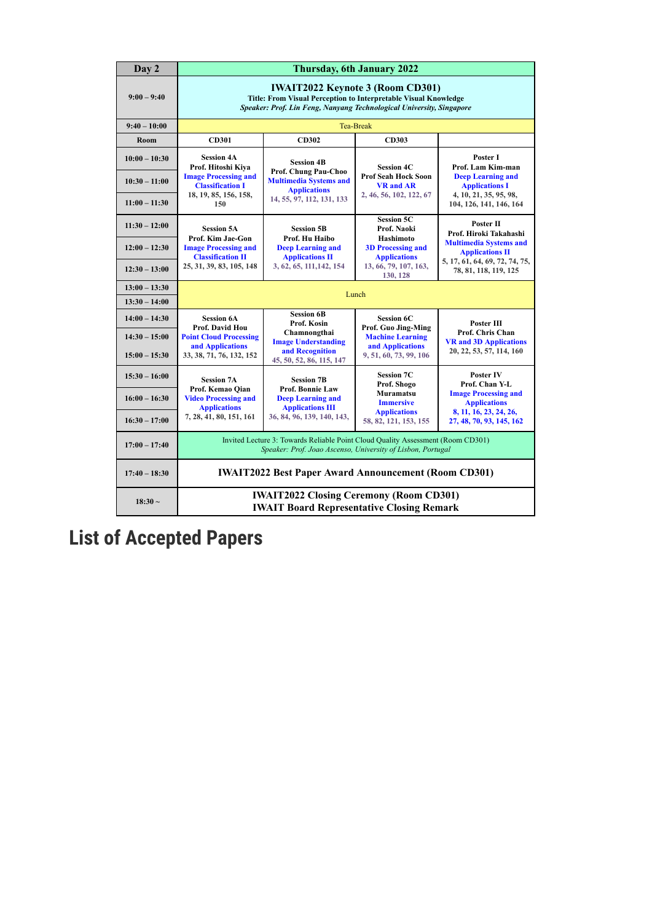| Day 2 | Thursday, 6th January 2022 | | | |
|---|---|---|---|---|
| 9:00 – 9:40 | **IWAIT2022 Keynote 3 (Room CD301)**<br>**Title: From Visual Perception to Interpretable Visual Knowledge**<br>***Speaker: Prof. Lin Feng, Nanyang Technological University, Singapore*** | | | |
| 9:40 – 10:00 | Tea-Break | | | |
| Room | CD301 | CD302 | CD303 | |
| 10:00 – 10:30<br>10:30 – 11:00<br>11:00 – 11:30 | **Session 4A**<br>**Prof. Hitoshi Kiya**<br>**Image Processing and Classification I**<br>18, 19, 85, 156, 158, 150 | **Session 4B**<br>**Prof. Chung Pau-Choo**<br>**Multimedia Systems and Applications**<br>14, 55, 97, 112, 131, 133 | **Session 4C**<br>**Prof Seah Hock Soon**<br>**VR and AR**<br>2, 46, 56, 102, 122, 67 | **Poster I**<br>**Prof. Lam Kim-man**<br>**Deep Learning and Applications I**<br>4, 10, 21, 35, 95, 98, 104, 126, 141, 146, 164 |
| 11:30 – 12:00<br>12:00 – 12:30<br>12:30 – 13:00 | **Session 5A**<br>**Prof. Kim Jae-Gon**<br>**Image Processing and Classification II**<br>25, 31, 39, 83, 105, 148 | **Session 5B**<br>**Prof. Hu Haibo**<br>**Deep Learning and Applications II**<br>3, 62, 65, 111,142, 154 | **Session 5C**<br>**Prof. Naoki Hashimoto**<br>**3D Processing and Applications**<br>13, 66, 79, 107, 163, 130, 128 | **Poster II**<br>**Prof. Hiroki Takahashi**<br>**Multimedia Systems and Applications II**<br>5, 17, 61, 64, 69, 72, 74, 75, 78, 81, 118, 119, 125 |
| 13:00 – 13:30<br>13:30 – 14:00 | Lunch | | | |
| 14:00 – 14:30<br>14:30 – 15:00<br>15:00 – 15:30 | **Session 6A**<br>**Prof. David Hou**<br>**Point Cloud Processing and Applications**<br>33, 38, 71, 76, 132, 152 | **Session 6B**<br>**Prof. Kosin Chamnongthai**<br>**Image Understanding and Recognition**<br>45, 50, 52, 86, 115, 147 | **Session 6C**<br>**Prof. Guo Jing-Ming**<br>**Machine Learning and Applications**<br>9, 51, 60, 73, 99, 106 | **Poster III**<br>**Prof. Chris Chan**<br>**VR and 3D Applications**<br>20, 22, 53, 57, 114, 160 |
| 15:30 – 16:00<br>16:00 – 16:30<br>16:30 – 17:00 | **Session 7A**<br>**Prof. Kemao Qian**<br>**Video Processing and Applications**<br>7, 28, 41, 80, 151, 161 | **Session 7B**<br>**Prof. Bonnie Law**<br>**Deep Learning and Applications III**<br>36, 84, 96, 139, 140, 143, | **Session 7C**<br>**Prof. Shogo Muramatsu**<br>**Immersive Applications**<br>58, 82, 121, 153, 155 | **Poster IV**<br>**Prof. Chan Y-L**<br>**Image Processing and Applications**<br>8, 11, 16, 23, 24, 26, 27, 48, 70, 93, 145, 162 |
| 17:00 – 17:40 | Invited Lecture 3: Towards Reliable Point Cloud Quality Assessment (Room CD301)<br>*Speaker: Prof. Joao Ascenso, University of Lisbon, Portugal* | | | |
| 17:40 – 18:30 | **IWAIT2022 Best Paper Award Announcement (Room CD301)** | | | |
| 18:30 ~ | **IWAIT2022 Closing Ceremony (Room CD301)**<br>**IWAIT Board Representative Closing Remark** | | | |

# List of Accepted Papers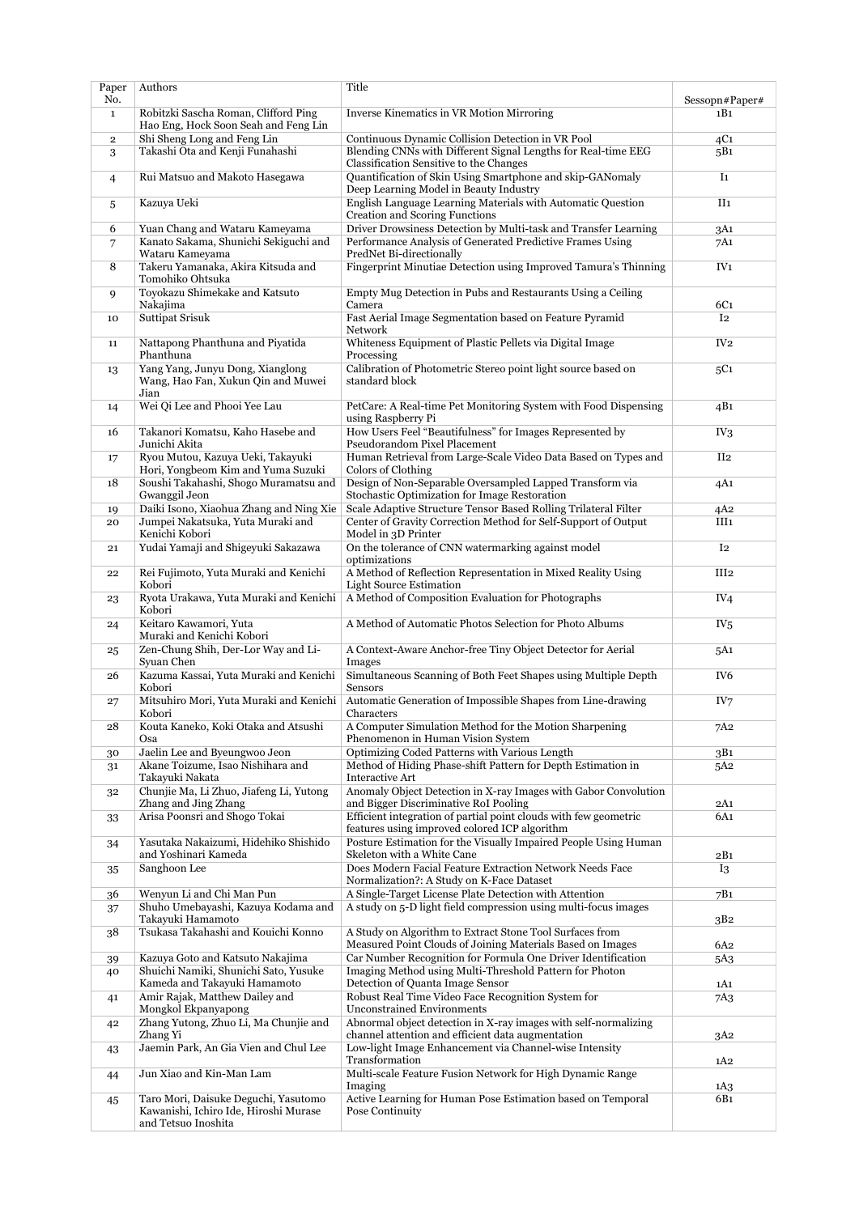| Paper No. | Authors | Title | Sessopn#Paper# |
|---|---|---|---|
| 1 | Robitzki Sascha Roman, Clifford Ping Hao Eng, Hock Soon Seah and Feng Lin | Inverse Kinematics in VR Motion Mirroring | 1B1 |
| 2 | Shi Sheng Long and Feng Lin | Continuous Dynamic Collision Detection in VR Pool | 4C1 |
| 3 | Takashi Ota and Kenji Funahashi | Blending CNNs with Different Signal Lengths for Real-time EEG Classification Sensitive to the Changes | 5B1 |
| 4 | Rui Matsuo and Makoto Hasegawa | Quantification of Skin Using Smartphone and skip-GANomaly Deep Learning Model in Beauty Industry | I1 |
| 5 | Kazuya Ueki | English Language Learning Materials with Automatic Question Creation and Scoring Functions | II1 |
| 6 | Yuan Chang and Wataru Kameyama | Driver Drowsiness Detection by Multi-task and Transfer Learning | 3A1 |
| 7 | Kanato Sakama, Shunichi Sekiguchi and Wataru Kameyama | Performance Analysis of Generated Predictive Frames Using PredNet Bi-directionally | 7A1 |
| 8 | Takeru Yamanaka, Akira Kitsuda and Tomohiko Ohtsuka | Fingerprint Minutiae Detection using Improved Tamura's Thinning | IV1 |
| 9 | Toyokazu Shimekake and Katsuto Nakajima | Empty Mug Detection in Pubs and Restaurants Using a Ceiling Camera | 6C1 |
| 10 | Suttipat Srisuk | Fast Aerial Image Segmentation based on Feature Pyramid Network | I2 |
| 11 | Nattapong Phanthuna and Piyatida Phanthuna | Whiteness Equipment of Plastic Pellets via Digital Image Processing | IV2 |
| 13 | Yang Yang, Junyu Dong, Xianglong Wang, Hao Fan, Xukun Qin and Muwei Jian | Calibration of Photometric Stereo point light source based on standard block | 5C1 |
| 14 | Wei Qi Lee and Phooi Yee Lau | PetCare: A Real-time Pet Monitoring System with Food Dispensing using Raspberry Pi | 4B1 |
| 16 | Takanori Komatsu, Kaho Hasebe and Junichi Akita | How Users Feel "Beautifulness" for Images Represented by Pseudorandom Pixel Placement | IV3 |
| 17 | Ryou Mutou, Kazuya Ueki, Takayuki Hori, Yongbeom Kim and Yuma Suzuki | Human Retrieval from Large-Scale Video Data Based on Types and Colors of Clothing | II2 |
| 18 | Soushi Takahashi, Shogo Muramatsu and Gwanggil Jeon | Design of Non-Separable Oversampled Lapped Transform via Stochastic Optimization for Image Restoration | 4A1 |
| 19 | Daiki Isono, Xiaohua Zhang and Ning Xie | Scale Adaptive Structure Tensor Based Rolling Trilateral Filter | 4A2 |
| 20 | Jumpei Nakatsuka, Yuta Muraki and Kenichi Kobori | Center of Gravity Correction Method for Self-Support of Output Model in 3D Printer | III1 |
| 21 | Yudai Yamaji and Shigeyuki Sakazawa | On the tolerance of CNN watermarking against model optimizations | I2 |
| 22 | Rei Fujimoto, Yuta Muraki and Kenichi Kobori | A Method of Reflection Representation in Mixed Reality Using Light Source Estimation | III2 |
| 23 | Ryota Urakawa, Yuta Muraki and Kenichi Kobori | A Method of Composition Evaluation for Photographs | IV4 |
| 24 | Keitaro Kawamori, Yuta Muraki and Kenichi Kobori | A Method of Automatic Photos Selection for Photo Albums | IV5 |
| 25 | Zen-Chung Shih, Der-Lor Way and Li-Syuan Chen | A Context-Aware Anchor-free Tiny Object Detector for Aerial Images | 5A1 |
| 26 | Kazuma Kassai, Yuta Muraki and Kenichi Kobori | Simultaneous Scanning of Both Feet Shapes using Multiple Depth Sensors | IV6 |
| 27 | Mitsuhiro Mori, Yuta Muraki and Kenichi Kobori | Automatic Generation of Impossible Shapes from Line-drawing Characters | IV7 |
| 28 | Kouta Kaneko, Koki Otaka and Atsushi Osa | A Computer Simulation Method for the Motion Sharpening Phenomenon in Human Vision System | 7A2 |
| 30 | Jaelin Lee and Byeungwoo Jeon | Optimizing Coded Patterns with Various Length | 3B1 |
| 31 | Akane Toizume, Isao Nishihara and Takayuki Nakata | Method of Hiding Phase-shift Pattern for Depth Estimation in Interactive Art | 5A2 |
| 32 | Chunjie Ma, Li Zhuo, Jiafeng Li, Yutong Zhang and Jing Zhang | Anomaly Object Detection in X-ray Images with Gabor Convolution and Bigger Discriminative RoI Pooling | 2A1 |
| 33 | Arisa Poonsri and Shogo Tokai | Efficient integration of partial point clouds with few geometric features using improved colored ICP algorithm | 6A1 |
| 34 | Yasutaka Nakaizumi, Hidehiko Shishido and Yoshinari Kameda | Posture Estimation for the Visually Impaired People Using Human Skeleton with a White Cane | 2B1 |
| 35 | Sanghoon Lee | Does Modern Facial Feature Extraction Network Needs Face Normalization?: A Study on K-Face Dataset | I3 |
| 36 | Wenyun Li and Chi Man Pun | A Single-Target License Plate Detection with Attention | 7B1 |
| 37 | Shuho Umebayashi, Kazuya Kodama and Takayuki Hamamoto | A study on 5-D light field compression using multi-focus images | 3B2 |
| 38 | Tsukasa Takahashi and Kouichi Konno | A Study on Algorithm to Extract Stone Tool Surfaces from Measured Point Clouds of Joining Materials Based on Images | 6A2 |
| 39 | Kazuya Goto and Katsuto Nakajima | Car Number Recognition for Formula One Driver Identification | 5A3 |
| 40 | Shuichi Namiki, Shunichi Sato, Yusuke Kameda and Takayuki Hamamoto | Imaging Method using Multi-Threshold Pattern for Photon Detection of Quanta Image Sensor | 1A1 |
| 41 | Amir Rajak, Matthew Dailey and Mongkol Ekpanyapong | Robust Real Time Video Face Recognition System for Unconstrained Environments | 7A3 |
| 42 | Zhang Yutong, Zhuo Li, Ma Chunjie and Zhang Yi | Abnormal object detection in X-ray images with self-normalizing channel attention and efficient data augmentation | 3A2 |
| 43 | Jaemin Park, An Gia Vien and Chul Lee | Low-light Image Enhancement via Channel-wise Intensity Transformation | 1A2 |
| 44 | Jun Xiao and Kin-Man Lam | Multi-scale Feature Fusion Network for High Dynamic Range Imaging | 1A3 |
| 45 | Taro Mori, Daisuke Deguchi, Yasutomo Kawanishi, Ichiro Ide, Hiroshi Murase and Tetsuo Inoshita | Active Learning for Human Pose Estimation based on Temporal Pose Continuity | 6B1 |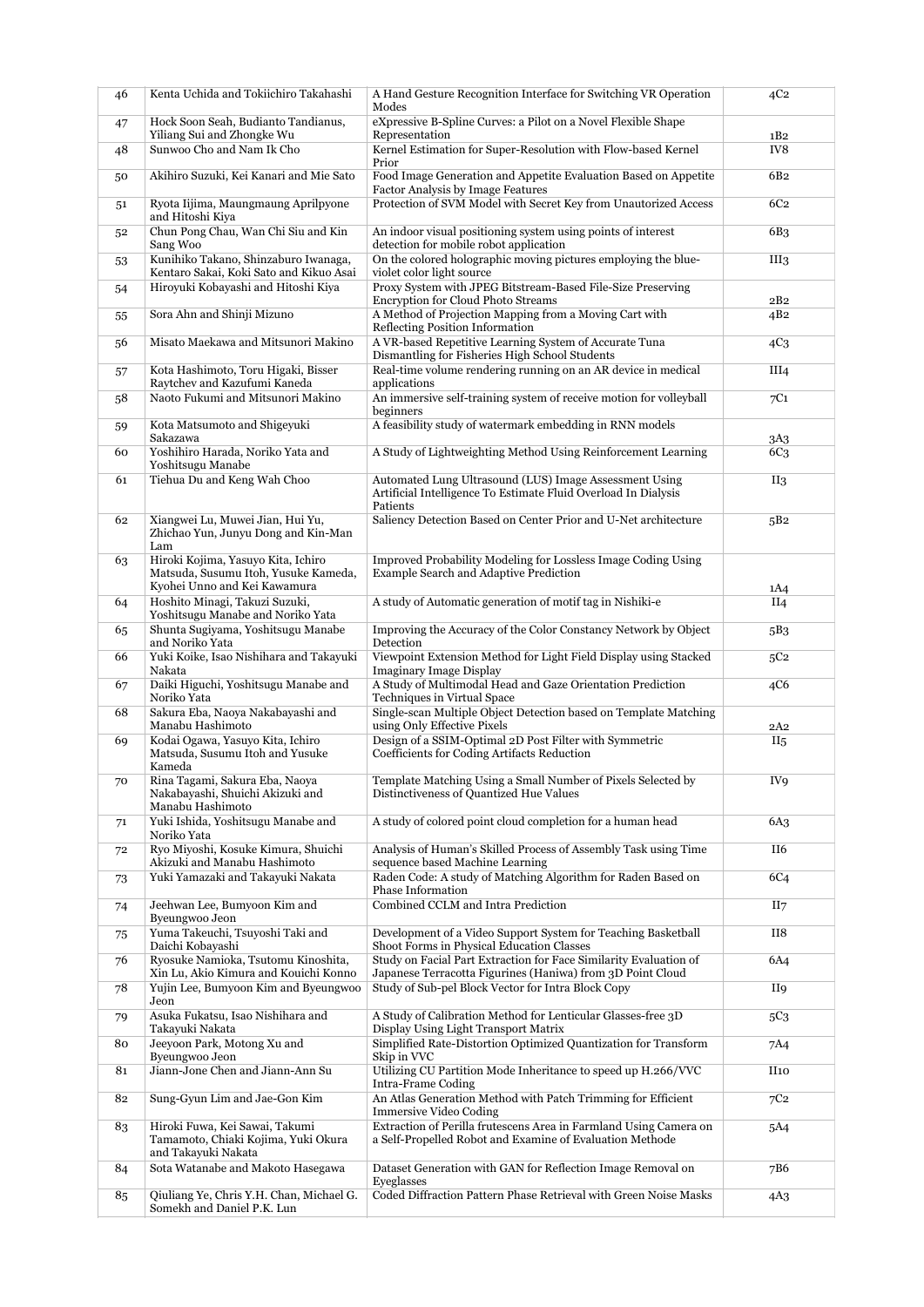| | | | |
|---|---|---|---|
| 46 | Kenta Uchida and Tokiichiro Takahashi | A Hand Gesture Recognition Interface for Switching VR Operation Modes | 4C2 |
| 47 | Hock Soon Seah, Budianto Tandianus, Yiliang Sui and Zhongke Wu | eXpressive B-Spline Curves: a Pilot on a Novel Flexible Shape Representation | 1B2 |
| 48 | Sunwoo Cho and Nam Ik Cho | Kernel Estimation for Super-Resolution with Flow-based Kernel Prior | IV8 |
| 50 | Akihiro Suzuki, Kei Kanari and Mie Sato | Food Image Generation and Appetite Evaluation Based on Appetite Factor Analysis by Image Features | 6B2 |
| 51 | Ryota Iijima, Maungmaung Aprilpyone and Hitoshi Kiya | Protection of SVM Model with Secret Key from Unautorized Access | 6C2 |
| 52 | Chun Pong Chau, Wan Chi Siu and Kin Sang Woo | An indoor visual positioning system using points of interest detection for mobile robot application | 6B3 |
| 53 | Kunihiko Takano, Shinzaburo Iwanaga, Kentaro Sakai, Koki Sato and Kikuo Asai | On the colored holographic moving pictures employing the blue-violet color light source | III3 |
| 54 | Hiroyuki Kobayashi and Hitoshi Kiya | Proxy System with JPEG Bitstream-Based File-Size Preserving Encryption for Cloud Photo Streams | 2B2 |
| 55 | Sora Ahn and Shinji Mizuno | A Method of Projection Mapping from a Moving Cart with Reflecting Position Information | 4B2 |
| 56 | Misato Maekawa and Mitsunori Makino | A VR-based Repetitive Learning System of Accurate Tuna Dismantling for Fisheries High School Students | 4C3 |
| 57 | Kota Hashimoto, Toru Higaki, Bisser Raytchev and Kazufumi Kaneda | Real-time volume rendering running on an AR device in medical applications | III4 |
| 58 | Naoto Fukumi and Mitsunori Makino | An immersive self-training system of receive motion for volleyball beginners | 7C1 |
| 59 | Kota Matsumoto and Shigeyuki Sakazawa | A feasibility study of watermark embedding in RNN models | 3A3 |
| 60 | Yoshihiro Harada, Noriko Yata and Yoshitsugu Manabe | A Study of Lightweighting Method Using Reinforcement Learning | 6C3 |
| 61 | Tiehua Du and Keng Wah Choo | Automated Lung Ultrasound (LUS) Image Assessment Using Artificial Intelligence To Estimate Fluid Overload In Dialysis Patients | II3 |
| 62 | Xiangwei Lu, Muwei Jian, Hui Yu, Zhichao Yun, Junyu Dong and Kin-Man Lam | Saliency Detection Based on Center Prior and U-Net architecture | 5B2 |
| 63 | Hiroki Kojima, Yasuyo Kita, Ichiro Matsuda, Susumu Itoh, Yusuke Kameda, Kyohei Unno and Kei Kawamura | Improved Probability Modeling for Lossless Image Coding Using Example Search and Adaptive Prediction | 1A4 |
| 64 | Hoshito Minagi, Takuzi Suzuki, Yoshitsugu Manabe and Noriko Yata | A study of Automatic generation of motif tag in Nishiki-e | II4 |
| 65 | Shunta Sugiyama, Yoshitsugu Manabe and Noriko Yata | Improving the Accuracy of the Color Constancy Network by Object Detection | 5B3 |
| 66 | Yuki Koike, Isao Nishihara and Takayuki Nakata | Viewpoint Extension Method for Light Field Display using Stacked Imaginary Image Display | 5C2 |
| 67 | Daiki Higuchi, Yoshitsugu Manabe and Noriko Yata | A Study of Multimodal Head and Gaze Orientation Prediction Techniques in Virtual Space | 4C6 |
| 68 | Sakura Eba, Naoya Nakabayashi and Manabu Hashimoto | Single-scan Multiple Object Detection based on Template Matching using Only Effective Pixels | 2A2 |
| 69 | Kodai Ogawa, Yasuyo Kita, Ichiro Matsuda, Susumu Itoh and Yusuke Kameda | Design of a SSIM-Optimal 2D Post Filter with Symmetric Coefficients for Coding Artifacts Reduction | II5 |
| 70 | Rina Tagami, Sakura Eba, Naoya Nakabayashi, Shuichi Akizuki and Manabu Hashimoto | Template Matching Using a Small Number of Pixels Selected by Distinctiveness of Quantized Hue Values | IV9 |
| 71 | Yuki Ishida, Yoshitsugu Manabe and Noriko Yata | A study of colored point cloud completion for a human head | 6A3 |
| 72 | Ryo Miyoshi, Kosuke Kimura, Shuichi Akizuki and Manabu Hashimoto | Analysis of Human's Skilled Process of Assembly Task using Time sequence based Machine Learning | II6 |
| 73 | Yuki Yamazaki and Takayuki Nakata | Raden Code: A study of Matching Algorithm for Raden Based on Phase Information | 6C4 |
| 74 | Jeehwan Lee, Bumyoon Kim and Byeungwoo Jeon | Combined CCLM and Intra Prediction | II7 |
| 75 | Yuma Takeuchi, Tsuyoshi Taki and Daichi Kobayashi | Development of a Video Support System for Teaching Basketball Shoot Forms in Physical Education Classes | II8 |
| 76 | Ryosuke Namioka, Tsutomu Kinoshita, Xin Lu, Akio Kimura and Kouichi Konno | Study on Facial Part Extraction for Face Similarity Evaluation of Japanese Terracotta Figurines (Haniwa) from 3D Point Cloud | 6A4 |
| 78 | Yujin Lee, Bumyoon Kim and Byeungwoo Jeon | Study of Sub-pel Block Vector for Intra Block Copy | II9 |
| 79 | Asuka Fukatsu, Isao Nishihara and Takayuki Nakata | A Study of Calibration Method for Lenticular Glasses-free 3D Display Using Light Transport Matrix | 5C3 |
| 80 | Jeeyoon Park, Motong Xu and Byeungwoo Jeon | Simplified Rate-Distortion Optimized Quantization for Transform Skip in VVC | 7A4 |
| 81 | Jiann-Jone Chen and Jiann-Ann Su | Utilizing CU Partition Mode Inheritance to speed up H.266/VVC Intra-Frame Coding | II10 |
| 82 | Sung-Gyun Lim and Jae-Gon Kim | An Atlas Generation Method with Patch Trimming for Efficient Immersive Video Coding | 7C2 |
| 83 | Hiroki Fuwa, Kei Sawai, Takumi Tamamoto, Chiaki Kojima, Yuki Okura and Takayuki Nakata | Extraction of Perilla frutescens Area in Farmland Using Camera on a Self-Propelled Robot and Examine of Evaluation Methode | 5A4 |
| 84 | Sota Watanabe and Makoto Hasegawa | Dataset Generation with GAN for Reflection Image Removal on Eyeglasses | 7B6 |
| 85 | Qiuliang Ye, Chris Y.H. Chan, Michael G. Somekh and Daniel P.K. Lun | Coded Diffraction Pattern Phase Retrieval with Green Noise Masks | 4A3 |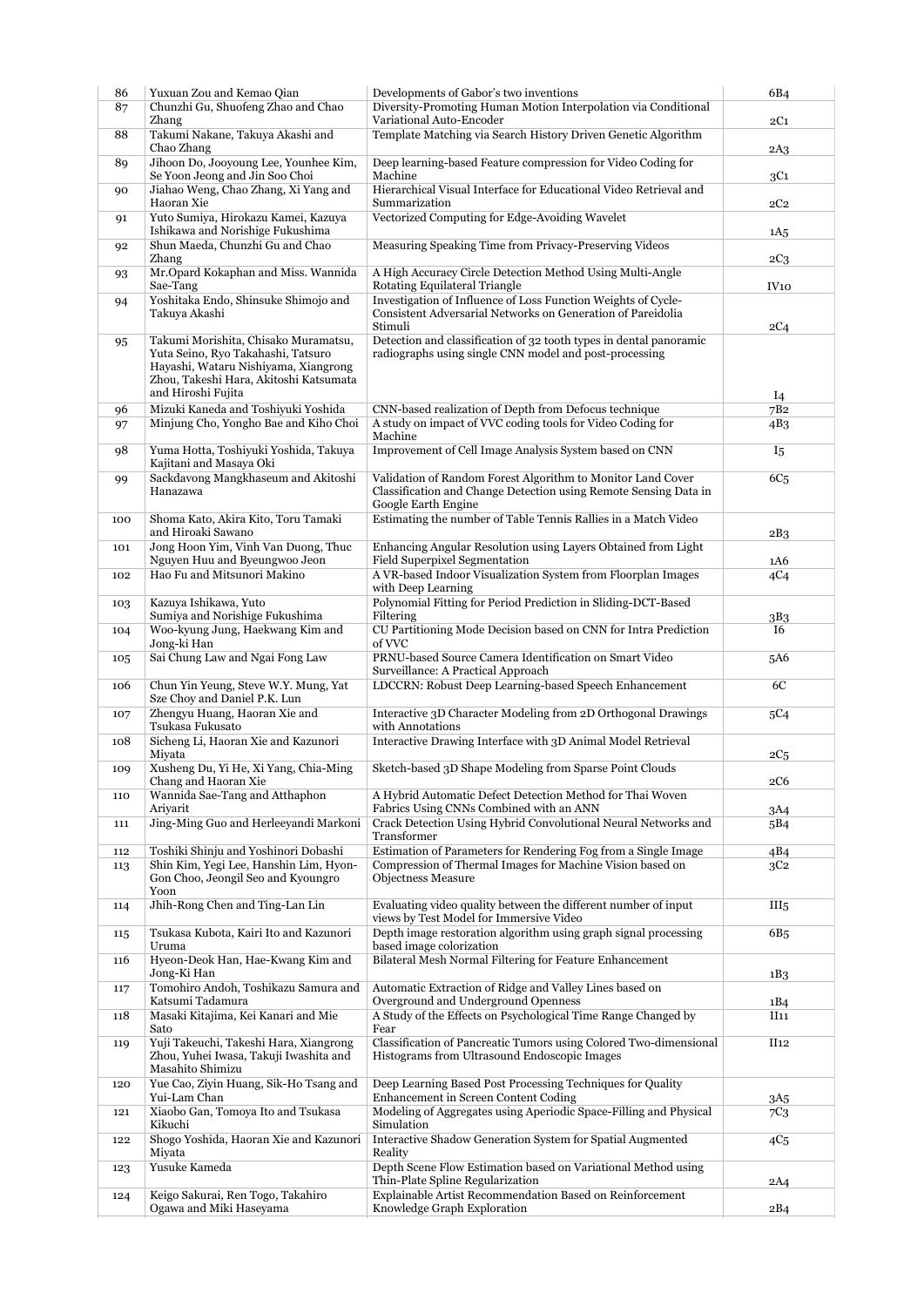| 86 | Yuxuan Zou and Kemao Qian | Developments of Gabor's two inventions | 6B4 |
|---|---|---|---|
| 87 | Chunzhi Gu, Shuofeng Zhao and Chao Zhang | Diversity-Promoting Human Motion Interpolation via Conditional Variational Auto-Encoder | 2C1 |
| 88 | Takumi Nakane, Takuya Akashi and Chao Zhang | Template Matching via Search History Driven Genetic Algorithm | 2A3 |
| 89 | Jihoon Do, Jooyoung Lee, Younhee Kim, Se Yoon Jeong and Jin Soo Choi | Deep learning-based Feature compression for Video Coding for Machine | 3C1 |
| 90 | Jiahao Weng, Chao Zhang, Xi Yang and Haoran Xie | Hierarchical Visual Interface for Educational Video Retrieval and Summarization | 2C2 |
| 91 | Yuto Sumiya, Hirokazu Kamei, Kazuya Ishikawa and Norishige Fukushima | Vectorized Computing for Edge-Avoiding Wavelet | 1A5 |
| 92 | Shun Maeda, Chunzhi Gu and Chao Zhang | Measuring Speaking Time from Privacy-Preserving Videos | 2C3 |
| 93 | Mr.Opard Kokaphan and Miss. Wannida Sae-Tang | A High Accuracy Circle Detection Method Using Multi-Angle Rotating Equilateral Triangle | IV10 |
| 94 | Yoshitaka Endo, Shinsuke Shimojo and Takuya Akashi | Investigation of Influence of Loss Function Weights of Cycle-Consistent Adversarial Networks on Generation of Pareidolia Stimuli | 2C4 |
| 95 | Takumi Morishita, Chisako Muramatsu, Yuta Seino, Ryo Takahashi, Tatsuro Hayashi, Wataru Nishiyama, Xiangrong Zhou, Takeshi Hara, Akitoshi Katsumata and Hiroshi Fujita | Detection and classification of 32 tooth types in dental panoramic radiographs using single CNN model and post-processing | I4 |
| 96 | Mizuki Kaneda and Toshiyuki Yoshida | CNN-based realization of Depth from Defocus technique | 7B2 |
| 97 | Minjung Cho, Yongho Bae and Kiho Choi | A study on impact of VVC coding tools for Video Coding for Machine | 4B3 |
| 98 | Yuma Hotta, Toshiyuki Yoshida, Takuya Kajitani and Masaya Oki | Improvement of Cell Image Analysis System based on CNN | I5 |
| 99 | Sackdavong Mangkhaseum and Akitoshi Hanazawa | Validation of Random Forest Algorithm to Monitor Land Cover Classification and Change Detection using Remote Sensing Data in Google Earth Engine | 6C5 |
| 100 | Shoma Kato, Akira Kito, Toru Tamaki and Hiroaki Sawano | Estimating the number of Table Tennis Rallies in a Match Video | 2B3 |
| 101 | Jong Hoon Yim, Vinh Van Duong, Thuc Nguyen Huu and Byeungwoo Jeon | Enhancing Angular Resolution using Layers Obtained from Light Field Superpixel Segmentation | 1A6 |
| 102 | Hao Fu and Mitsunori Makino | A VR-based Indoor Visualization System from Floorplan Images with Deep Learning | 4C4 |
| 103 | Kazuya Ishikawa, Yuto Sumiya and Norishige Fukushima | Polynomial Fitting for Period Prediction in Sliding-DCT-Based Filtering | 3B3 |
| 104 | Woo-kyung Jung, Haekwang Kim and Jong-ki Han | CU Partitioning Mode Decision based on CNN for Intra Prediction of VVC | I6 |
| 105 | Sai Chung Law and Ngai Fong Law | PRNU-based Source Camera Identification on Smart Video Surveillance: A Practical Approach | 5A6 |
| 106 | Chun Yin Yeung, Steve W.Y. Mung, Yat Sze Choy and Daniel P.K. Lun | LDCCRN: Robust Deep Learning-based Speech Enhancement | 6C |
| 107 | Zhengyu Huang, Haoran Xie and Tsukasa Fukusato | Interactive 3D Character Modeling from 2D Orthogonal Drawings with Annotations | 5C4 |
| 108 | Sicheng Li, Haoran Xie and Kazunori Miyata | Interactive Drawing Interface with 3D Animal Model Retrieval | 2C5 |
| 109 | Xusheng Du, Yi He, Xi Yang, Chia-Ming Chang and Haoran Xie | Sketch-based 3D Shape Modeling from Sparse Point Clouds | 2C6 |
| 110 | Wannida Sae-Tang and Atthaphon Ariyarit | A Hybrid Automatic Defect Detection Method for Thai Woven Fabrics Using CNNs Combined with an ANN | 3A4 |
| 111 | Jing-Ming Guo and Herleeyandi Markoni | Crack Detection Using Hybrid Convolutional Neural Networks and Transformer | 5B4 |
| 112 | Toshiki Shinju and Yoshinori Dobashi | Estimation of Parameters for Rendering Fog from a Single Image | 4B4 |
| 113 | Shin Kim, Yegi Lee, Hanshin Lim, Hyon-Gon Choo, Jeongil Seo and Kyoungro Yoon | Compression of Thermal Images for Machine Vision based on Objectness Measure | 3C2 |
| 114 | Jhih-Rong Chen and Ting-Lan Lin | Evaluating video quality between the different number of input views by Test Model for Immersive Video | III5 |
| 115 | Tsukasa Kubota, Kairi Ito and Kazunori Uruma | Depth image restoration algorithm using graph signal processing based image colorization | 6B5 |
| 116 | Hyeon-Deok Han, Hae-Kwang Kim and Jong-Ki Han | Bilateral Mesh Normal Filtering for Feature Enhancement | 1B3 |
| 117 | Tomohiro Andoh, Toshikazu Samura and Katsumi Tadamura | Automatic Extraction of Ridge and Valley Lines based on Overground and Underground Openness | 1B4 |
| 118 | Masaki Kitajima, Kei Kanari and Mie Sato | A Study of the Effects on Psychological Time Range Changed by Fear | II11 |
| 119 | Yuji Takeuchi, Takeshi Hara, Xiangrong Zhou, Yuhei Iwasa, Takuji Iwashita and Masahito Shimizu | Classification of Pancreatic Tumors using Colored Two-dimensional Histograms from Ultrasound Endoscopic Images | II12 |
| 120 | Yue Cao, Ziyin Huang, Sik-Ho Tsang and Yui-Lam Chan | Deep Learning Based Post Processing Techniques for Quality Enhancement in Screen Content Coding | 3A5 |
| 121 | Xiaobo Gan, Tomoya Ito and Tsukasa Kikuchi | Modeling of Aggregates using Aperiodic Space-Filling and Physical Simulation | 7C3 |
| 122 | Shogo Yoshida, Haoran Xie and Kazunori Miyata | Interactive Shadow Generation System for Spatial Augmented Reality | 4C5 |
| 123 | Yusuke Kameda | Depth Scene Flow Estimation based on Variational Method using Thin-Plate Spline Regularization | 2A4 |
| 124 | Keigo Sakurai, Ren Togo, Takahiro Ogawa and Miki Haseyama | Explainable Artist Recommendation Based on Reinforcement Knowledge Graph Exploration | 2B4 |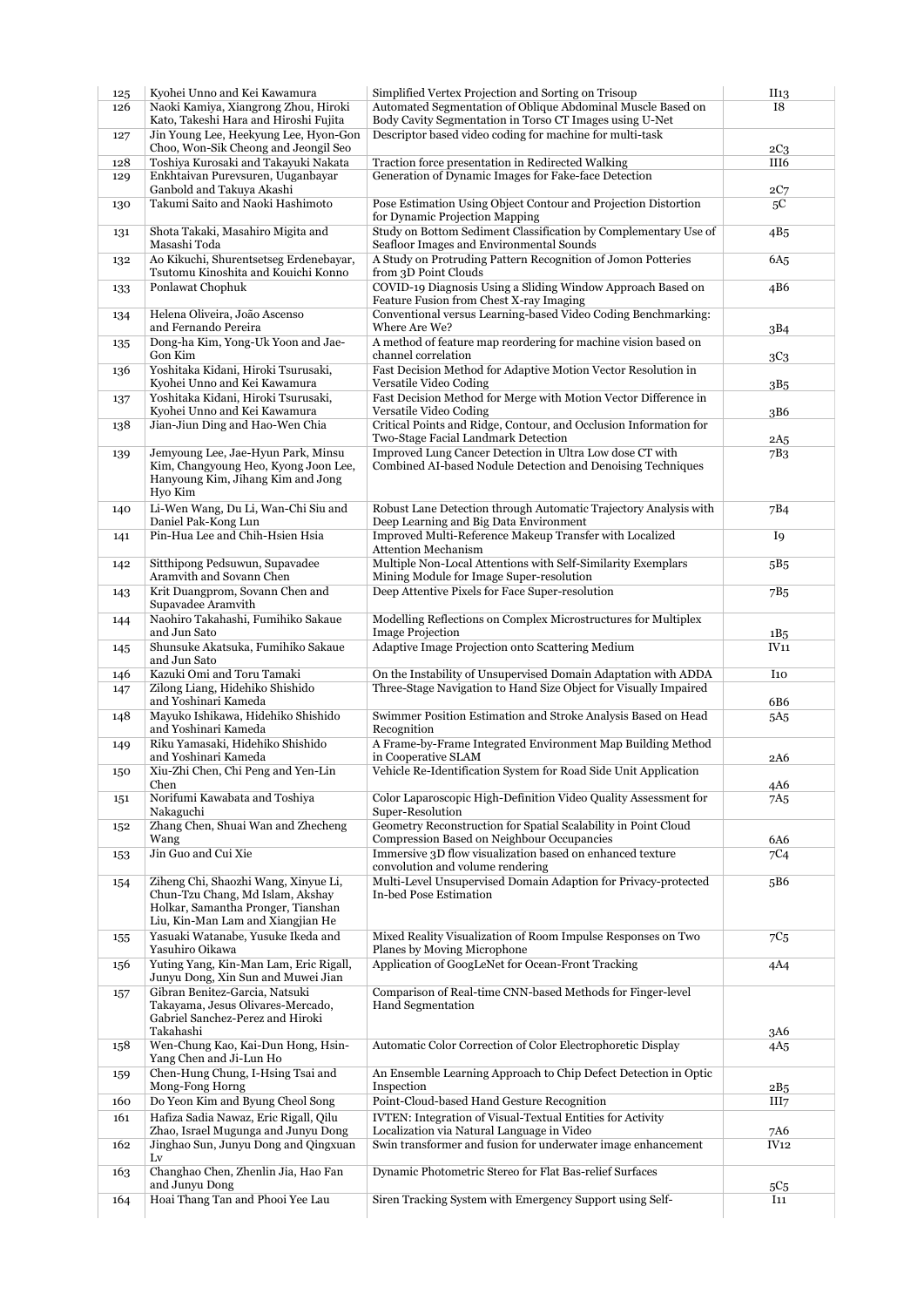| 125 | Kyohei Unno and Kei Kawamura | Simplified Vertex Projection and Sorting on Trisoup | II13 |
|---|---|---|---|
| 126 | Naoki Kamiya, Xiangrong Zhou, Hiroki Kato, Takeshi Hara and Hiroshi Fujita | Automated Segmentation of Oblique Abdominal Muscle Based on Body Cavity Segmentation in Torso CT Images using U-Net | I8 |
| 127 | Jin Young Lee, Heekyung Lee, Hyon-Gon Choo, Won-Sik Cheong and Jeongil Seo | Descriptor based video coding for machine for multi-task | 2C3 |
| 128 | Toshiya Kurosaki and Takayuki Nakata | Traction force presentation in Redirected Walking | III6 |
| 129 | Enkhtaivan Purevsuren, Uuganbayar Ganbold and Takuya Akashi | Generation of Dynamic Images for Fake-face Detection | 2C7 |
| 130 | Takumi Saito and Naoki Hashimoto | Pose Estimation Using Object Contour and Projection Distortion for Dynamic Projection Mapping | 5C |
| 131 | Shota Takaki, Masahiro Migita and Masashi Toda | Study on Bottom Sediment Classification by Complementary Use of Seafloor Images and Environmental Sounds | 4B5 |
| 132 | Ao Kikuchi, Shurentsetseg Erdenebayar, Tsutomu Kinoshita and Kouichi Konno | A Study on Protruding Pattern Recognition of Jomon Potteries from 3D Point Clouds | 6A5 |
| 133 | Ponlawat Chophuk | COVID-19 Diagnosis Using a Sliding Window Approach Based on Feature Fusion from Chest X-ray Imaging | 4B6 |
| 134 | Helena Oliveira, João Ascenso and Fernando Pereira | Conventional versus Learning-based Video Coding Benchmarking: Where Are We? | 3B4 |
| 135 | Dong-ha Kim, Yong-Uk Yoon and Jae-Gon Kim | A method of feature map reordering for machine vision based on channel correlation | 3C3 |
| 136 | Yoshitaka Kidani, Hiroki Tsurusaki, Kyohei Unno and Kei Kawamura | Fast Decision Method for Adaptive Motion Vector Resolution in Versatile Video Coding | 3B5 |
| 137 | Yoshitaka Kidani, Hiroki Tsurusaki, Kyohei Unno and Kei Kawamura | Fast Decision Method for Merge with Motion Vector Difference in Versatile Video Coding | 3B6 |
| 138 | Jian-Jiun Ding and Hao-Wen Chia | Critical Points and Ridge, Contour, and Occlusion Information for Two-Stage Facial Landmark Detection | 2A5 |
| 139 | Jemyoung Lee, Jae-Hyun Park, Minsu Kim, Changyoung Heo, Kyong Joon Lee, Hanyoung Kim, Jihang Kim and Jong Hyo Kim | Improved Lung Cancer Detection in Ultra Low dose CT with Combined AI-based Nodule Detection and Denoising Techniques | 7B3 |
| 140 | Li-Wen Wang, Du Li, Wan-Chi Siu and Daniel Pak-Kong Lun | Robust Lane Detection through Automatic Trajectory Analysis with Deep Learning and Big Data Environment | 7B4 |
| 141 | Pin-Hua Lee and Chih-Hsien Hsia | Improved Multi-Reference Makeup Transfer with Localized Attention Mechanism | I9 |
| 142 | Sitthipong Pedsuwun, Supavadee Aramvith and Sovann Chen | Multiple Non-Local Attentions with Self-Similarity Exemplars Mining Module for Image Super-resolution | 5B5 |
| 143 | Krit Duangprom, Sovann Chen and Supavadee Aramvith | Deep Attentive Pixels for Face Super-resolution | 7B5 |
| 144 | Naohiro Takahashi, Fumihiko Sakaue and Jun Sato | Modelling Reflections on Complex Microstructures for Multiplex Image Projection | 1B5 |
| 145 | Shunsuke Akatsuka, Fumihiko Sakaue and Jun Sato | Adaptive Image Projection onto Scattering Medium | IV11 |
| 146 | Kazuki Omi and Toru Tamaki | On the Instability of Unsupervised Domain Adaptation with ADDA | I10 |
| 147 | Zilong Liang, Hidehiko Shishido and Yoshinari Kameda | Three-Stage Navigation to Hand Size Object for Visually Impaired | 6B6 |
| 148 | Mayuko Ishikawa, Hidehiko Shishido and Yoshinari Kameda | Swimmer Position Estimation and Stroke Analysis Based on Head Recognition | 5A5 |
| 149 | Riku Yamasaki, Hidehiko Shishido and Yoshinari Kameda | A Frame-by-Frame Integrated Environment Map Building Method in Cooperative SLAM | 2A6 |
| 150 | Xiu-Zhi Chen, Chi Peng and Yen-Lin Chen | Vehicle Re-Identification System for Road Side Unit Application | 4A6 |
| 151 | Norifumi Kawabata and Toshiya Nakaguchi | Color Laparoscopic High-Definition Video Quality Assessment for Super-Resolution | 7A5 |
| 152 | Zhang Chen, Shuai Wan and Zhecheng Wang | Geometry Reconstruction for Spatial Scalability in Point Cloud Compression Based on Neighbour Occupancies | 6A6 |
| 153 | Jin Guo and Cui Xie | Immersive 3D flow visualization based on enhanced texture convolution and volume rendering | 7C4 |
| 154 | Ziheng Chi, Shaozhi Wang, Xinyue Li, Chun-Tzu Chang, Md Islam, Akshay Holkar, Samantha Pronger, Tianshan Liu, Kin-Man Lam and Xiangjian He | Multi-Level Unsupervised Domain Adaption for Privacy-protected In-bed Pose Estimation | 5B6 |
| 155 | Yasuaki Watanabe, Yusuke Ikeda and Yasuhiro Oikawa | Mixed Reality Visualization of Room Impulse Responses on Two Planes by Moving Microphone | 7C5 |
| 156 | Yuting Yang, Kin-Man Lam, Eric Rigall, Junyu Dong, Xin Sun and Muwei Jian | Application of GoogLeNet for Ocean-Front Tracking | 4A4 |
| 157 | Gibran Benitez-Garcia, Natsuki Takayama, Jesus Olivares-Mercado, Gabriel Sanchez-Perez and Hiroki Takahashi | Comparison of Real-time CNN-based Methods for Finger-level Hand Segmentation | 3A6 |
| 158 | Wen-Chung Kao, Kai-Dun Hong, Hsin-Yang Chen and Ji-Lun Ho | Automatic Color Correction of Color Electrophoretic Display | 4A5 |
| 159 | Chen-Hung Chung, I-Hsing Tsai and Mong-Fong Horng | An Ensemble Learning Approach to Chip Defect Detection in Optic Inspection | 2B5 |
| 160 | Do Yeon Kim and Byung Cheol Song | Point-Cloud-based Hand Gesture Recognition | III7 |
| 161 | Hafiza Sadia Nawaz, Eric Rigall, Qilu Zhao, Israel Mugunga and Junyu Dong | IVTEN: Integration of Visual-Textual Entities for Activity Localization via Natural Language in Video | 7A6 |
| 162 | Jinghao Sun, Junyu Dong and Qingxuan Lv | Swin transformer and fusion for underwater image enhancement | IV12 |
| 163 | Changhao Chen, Zhenlin Jia, Hao Fan and Junyu Dong | Dynamic Photometric Stereo for Flat Bas-relief Surfaces | 5C5 |
| 164 | Hoai Thang Tan and Phooi Yee Lau | Siren Tracking System with Emergency Support using Self- | I11 |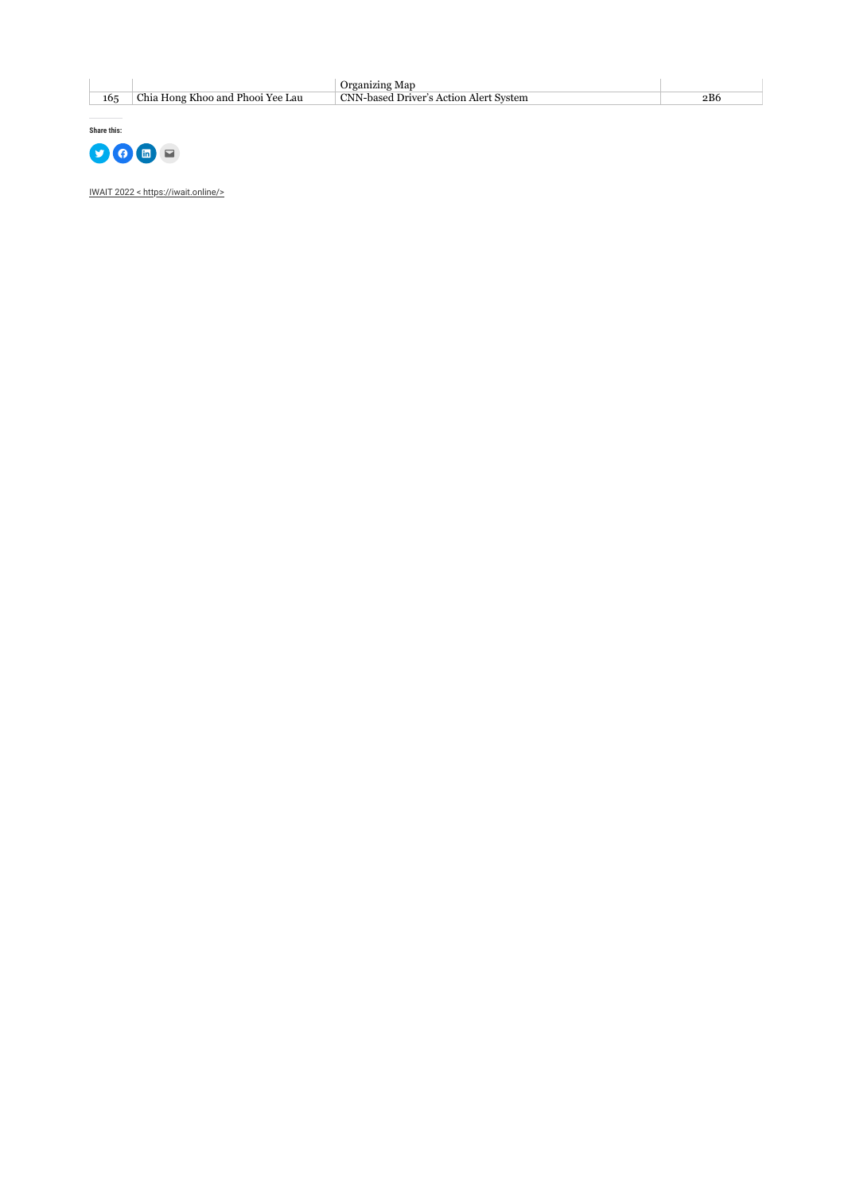| | | | |
|---|---|---|---|
| | | Organizing Map | |
| 165 | Chia Hong Khoo and Phooi Yee Lau | CNN-based Driver's Action Alert System | 2B6 |

**Share this:**

IWAIT 2022 < https://iwait.online/>